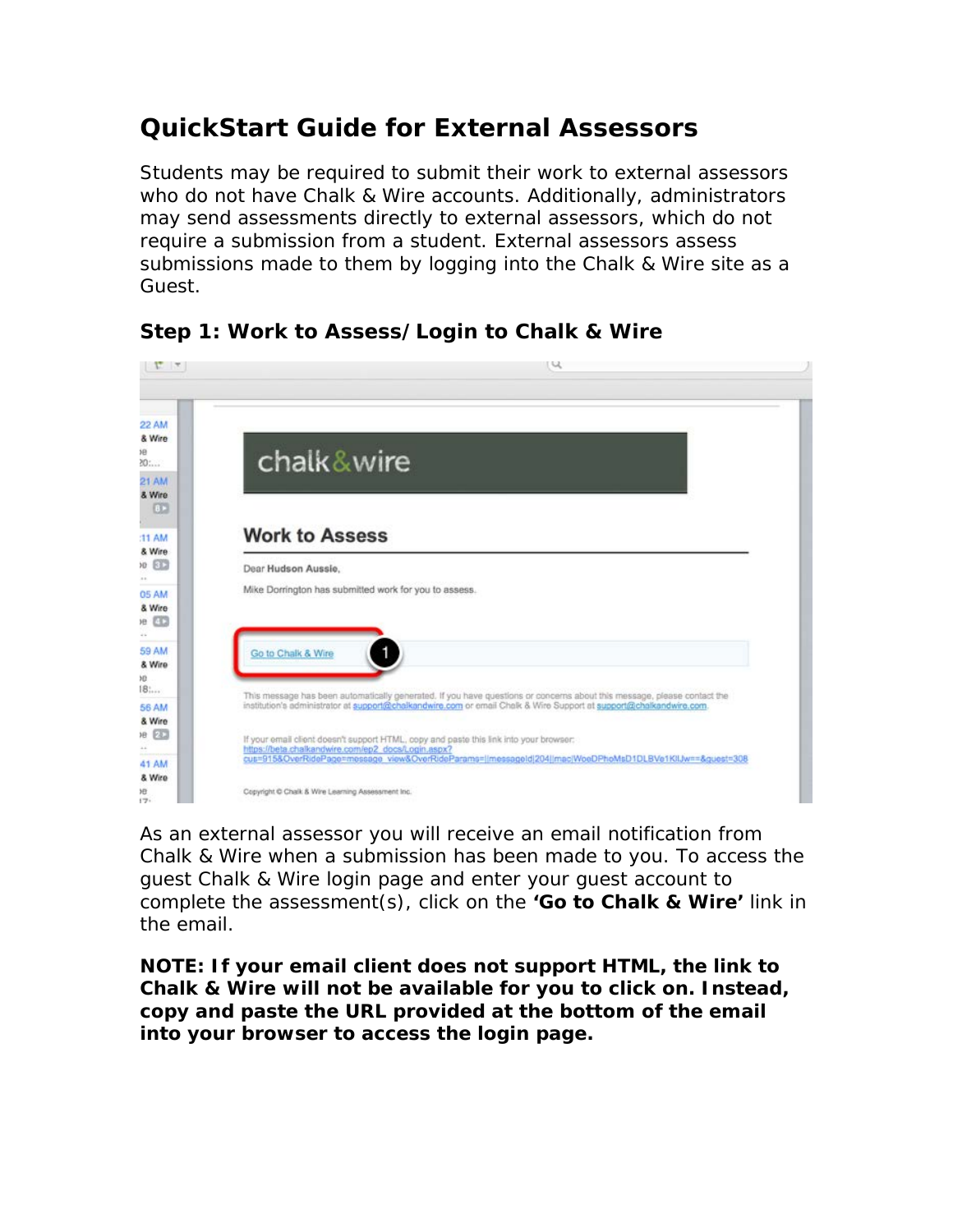# QuickStart Guide for External Assessors

Students may be required to submit their work to external assessors who do not have Chalk & Wire accounts. Additionally, administrators may send assessments directly to external assessors, which do not require a submission from a student. External assessors assess submissions made to them by logging into the Chalk & Wire site as a Guest.

## Step 1: Work to Assess/Login to Chalk & Wire

As an external assessor you will receive an email notification from Chalk & Wire when a submission has been made to you. To access the guest Chalk & Wire login page and enter your guest account to complete the assessment(s), click on the **'Go to Chalk & Wire'** link in the email.

**NOTE: If your email client does not support HTML, the link to Chalk & Wire will not be available for you to click on. Instead, copy and paste the URL provided at the bottom of the email into your browser to access the login page.**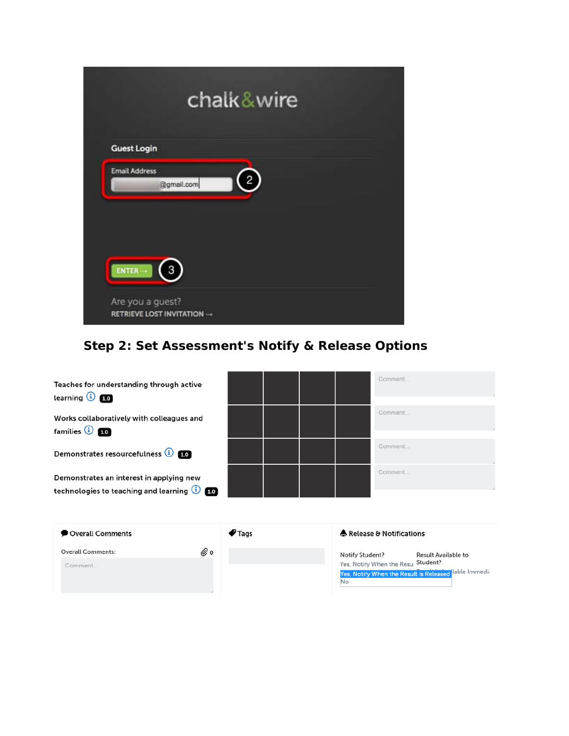chalk&wire

Guest Login

Email Address

@gmail.com

2

ENTER →

3

Are you a guest?

RETRIEVE LOST INVITATION →

## Step 2: Set Assessment's Notify & Release Options

Teaches for understanding through active learning 1.0

Comment...

Works collaboratively with colleagues and families 1.0

Comment...

Demonstrates resourcefulness 1.0

Comment...

Demonstrates an interest in applying new technologies to teaching and learning 1.0

Comment...

Overall Comments

Overall Comments: 0

Comment...

Tags

Release & Notifications

Notify Student?

Yes, Notify When the Resu

Yes, Notify When the Result is Released

No

Result Available to Student?

lable Immedi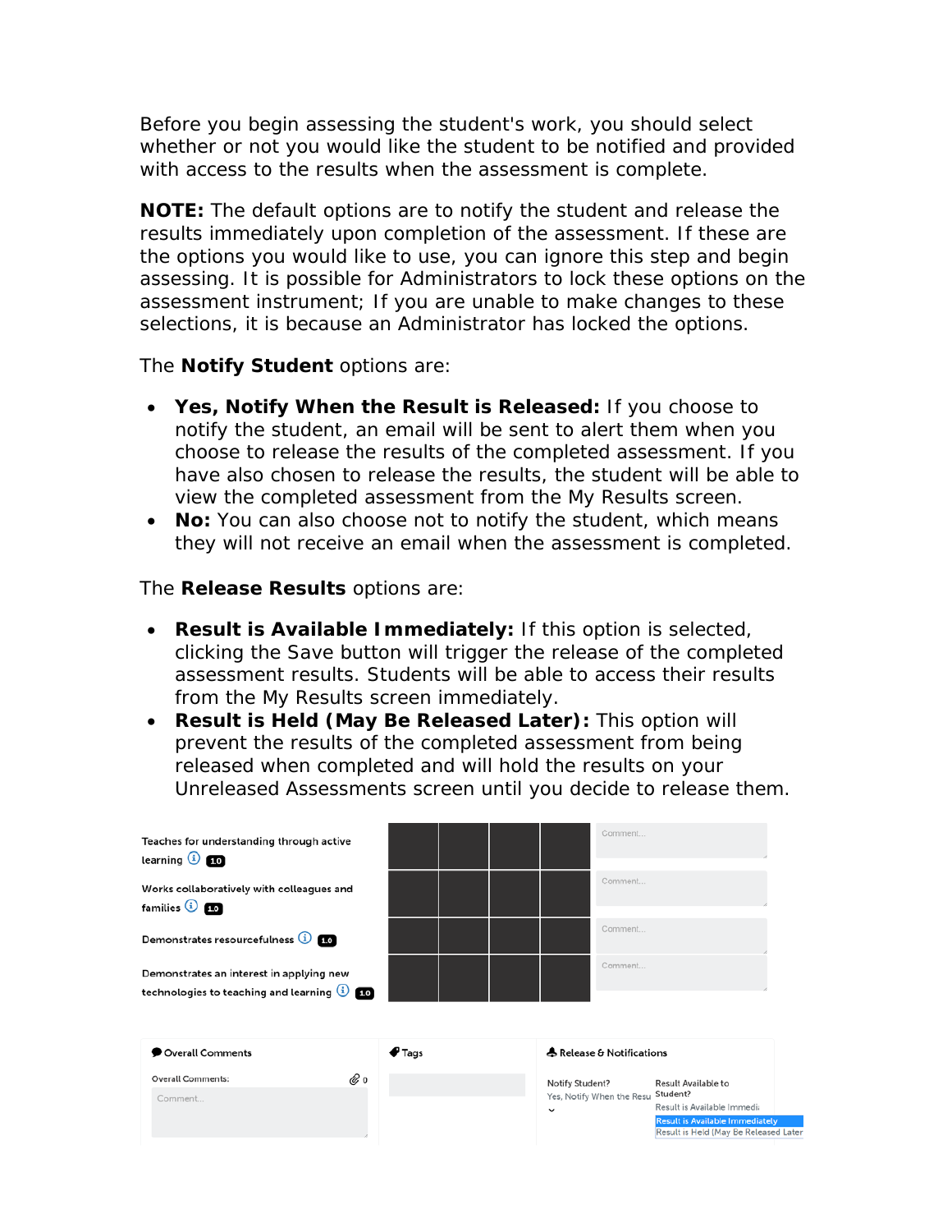Before you begin assessing the student's work, you should select whether or not you would like the student to be notified and provided with access to the results when the assessment is complete.

**NOTE:** The default options are to notify the student and release the results immediately upon completion of the assessment. If these are the options you would like to use, you can ignore this step and begin assessing. It is possible for Administrators to lock these options on the assessment instrument; If you are unable to make changes to these selections, it is because an Administrator has locked the options.

The **Notify Student** options are:

- **Yes, Notify When the Result is Released:** If you choose to notify the student, an email will be sent to alert them when you choose to release the results of the completed assessment. If you have also chosen to release the results, the student will be able to view the completed assessment from the My Results screen.
- **No:** You can also choose not to notify the student, which means they will not receive an email when the assessment is completed.

The **Release Results** options are:

- **Result is Available Immediately:** If this option is selected, clicking the Save button will trigger the release of the completed assessment results. Students will be able to access their results from the My Results screen immediately.
- **Result is Held (May Be Released Later):** This option will prevent the results of the completed assessment from being released when completed and will hold the results on your Unreleased Assessments screen until you decide to release them.

Teaches for understanding through active learning 1.0

Works collaboratively with colleagues and families 1.0

Demonstrates resourcefulness 1.0

Demonstrates an interest in applying new technologies to teaching and learning 1.0

Comment...

Overall Comments

Overall Comments: 0

Comment...

Tags

Release & Notifications

Notify Student? Yes, Notify When the Resu

Result Available to Student? Result is Available Immedi

Result is Available Immediately

Result is Held (May Be Released Later)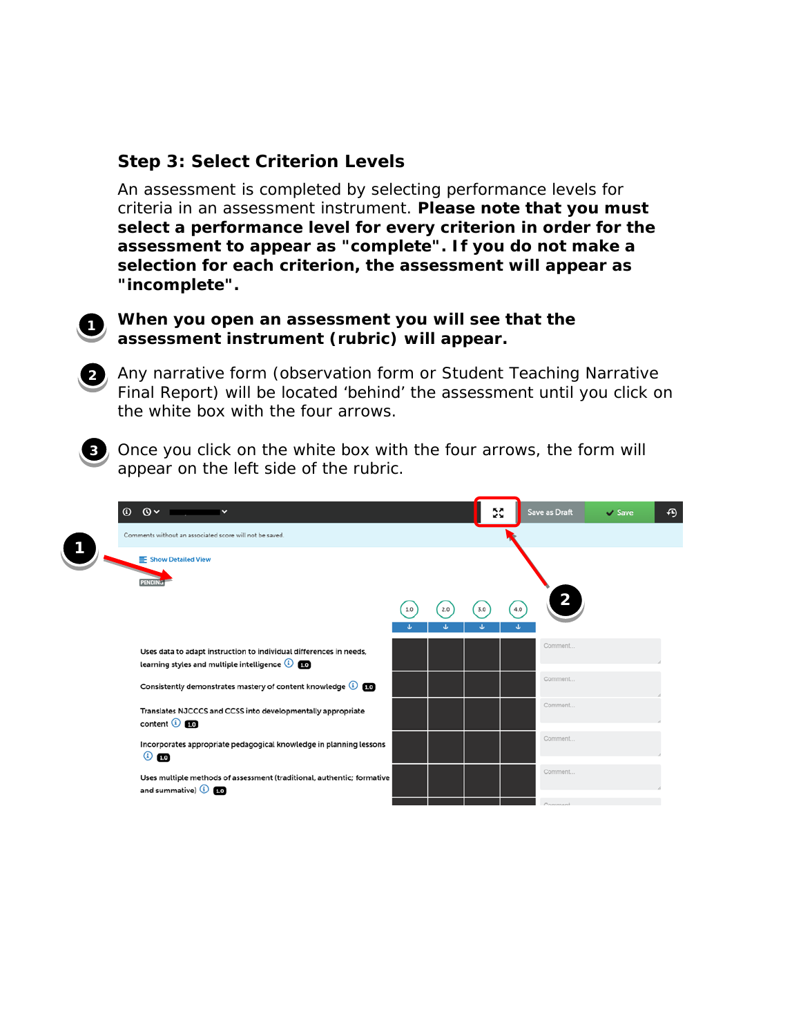### Step 3: Select Criterion Levels

An assessment is completed by selecting performance levels for criteria in an assessment instrument. **Please note that you must select a performance level for every criterion in order for the assessment to appear as "complete". If you do not make a selection for each criterion, the assessment will appear as "incomplete".**

1. **When you open an assessment you will see that the assessment instrument (rubric) will appear.**
2. Any narrative form (observation form or Student Teaching Narrative Final Report) will be located ‘behind’ the assessment until you click on the white box with the four arrows.
3. Once you click on the white box with the four arrows, the form will appear on the left side of the rubric.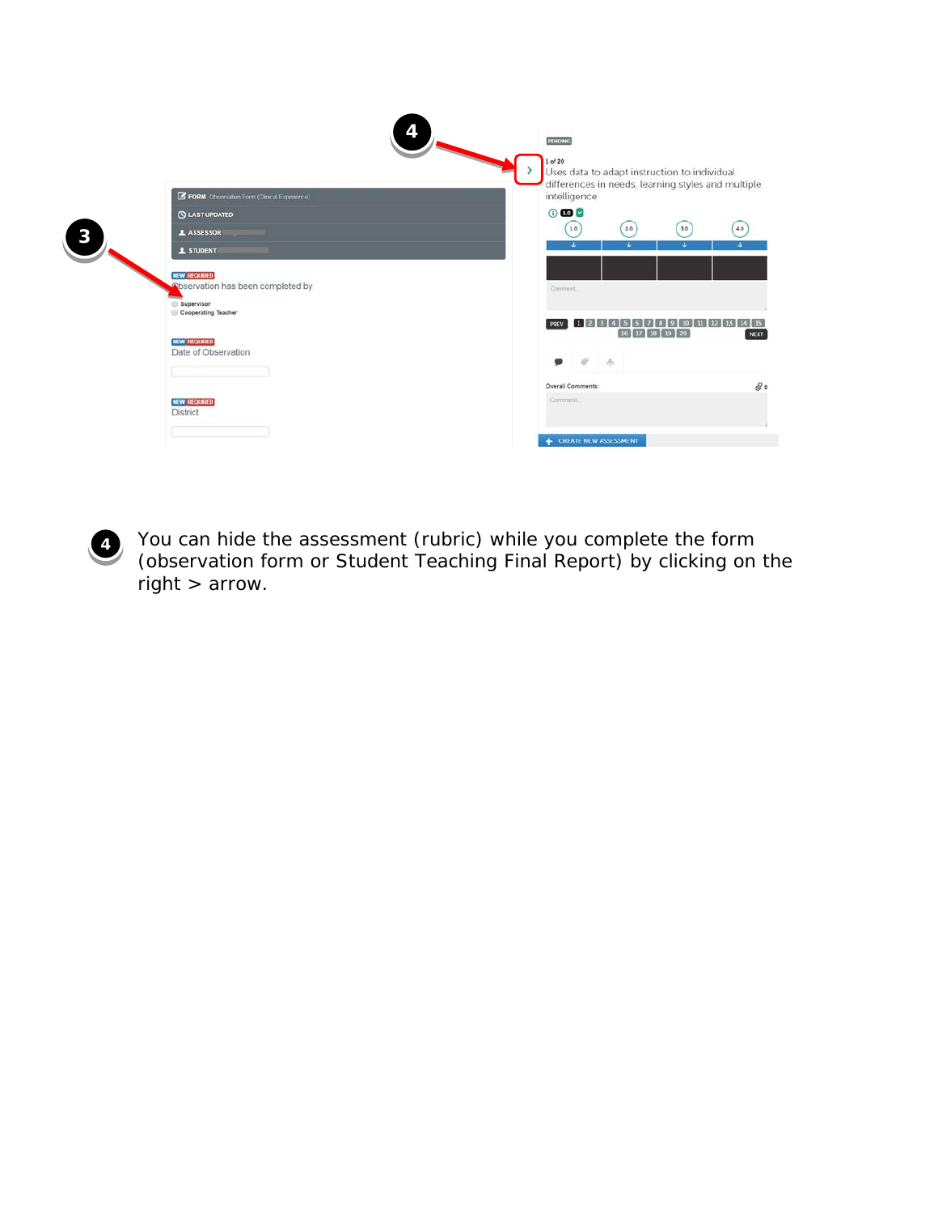4 You can hide the assessment (rubric) while you complete the form (observation form or Student Teaching Final Report) by clicking on the right > arrow.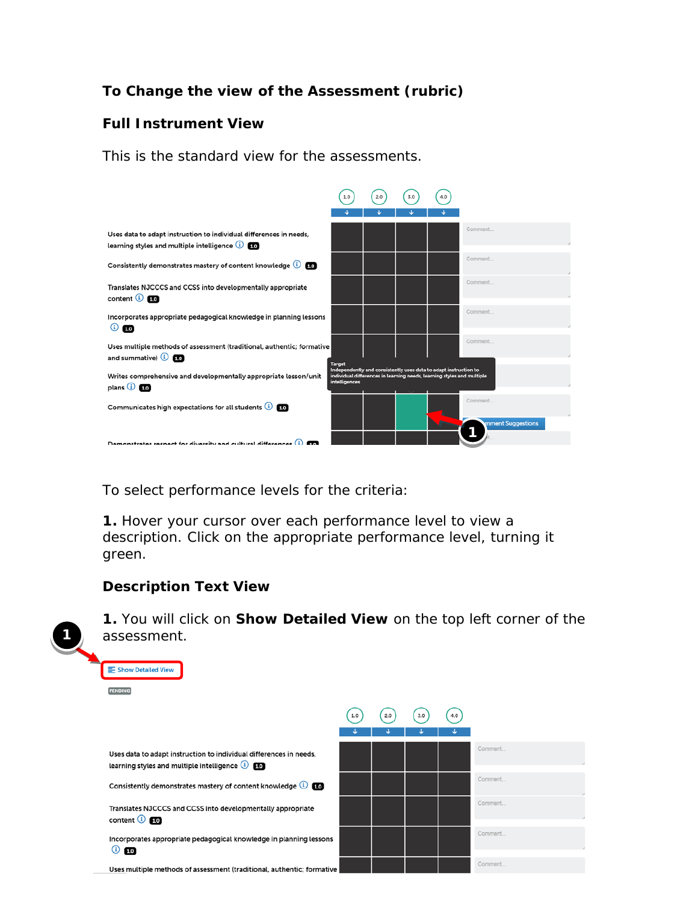## To Change the view of the Assessment (rubric)

### Full Instrument View

This is the standard view for the assessments.

To select performance levels for the criteria:

**1.** Hover your cursor over each performance level to view a description. Click on the appropriate performance level, turning it green.

### Description Text View

**1.** You will click on **Show Detailed View** on the top left corner of the assessment.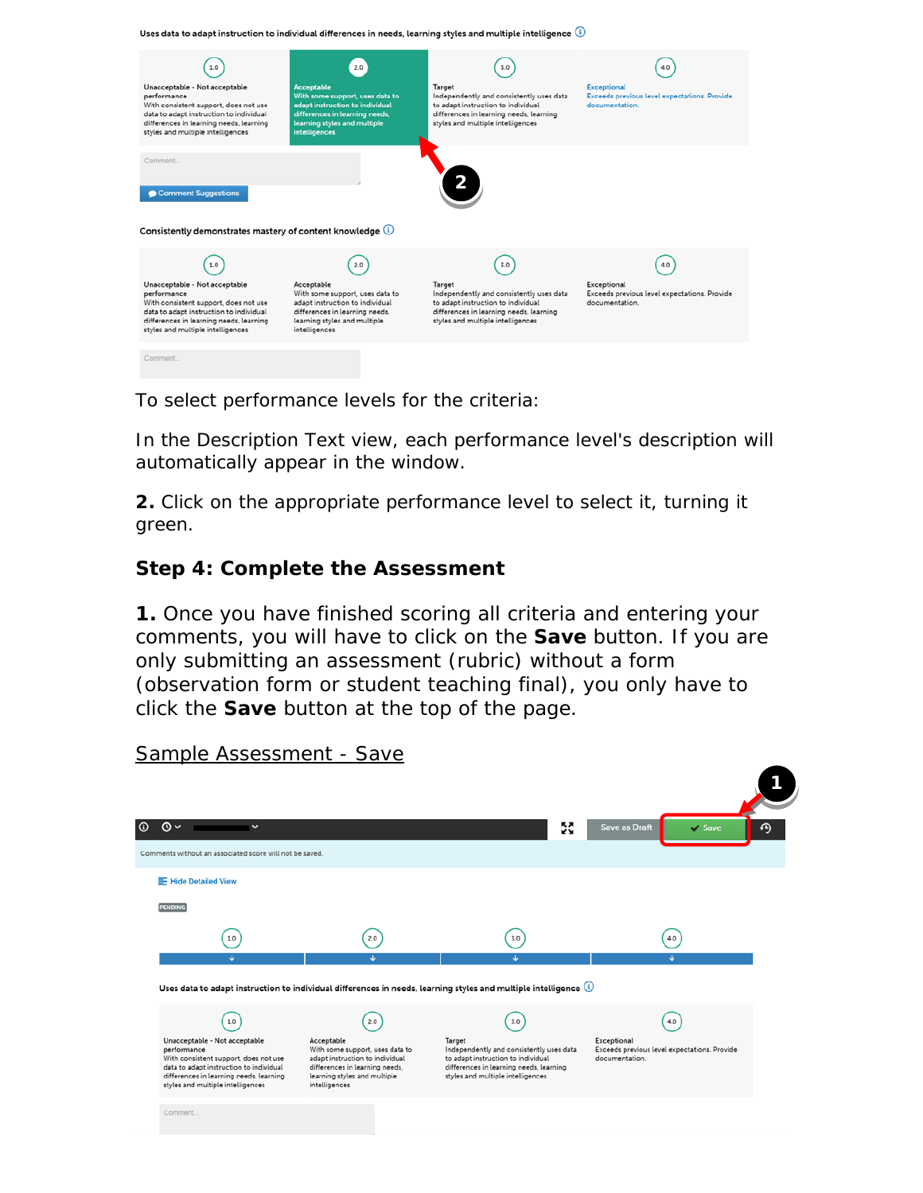Uses data to adapt instruction to individual differences in needs, learning styles and multiple intelligence

| 1.0 | 2.0 | 3.0 | 4.0 |
|---|---|---|---|
| Unacceptable - Not acceptable performance With consistent support, does not use data to adapt instruction to individual differences in learning needs, learning styles and multiple intelligences | Acceptable With some support, uses data to adapt instruction to individual differences in learning needs, learning styles and multiple intelligences | Target Independently and consistently uses data to adapt instruction to individual differences in learning needs, learning styles and multiple intelligences | Exceptional Exceeds previous level expectations. Provide documentation. |

Comment...

Comment Suggestions

2

Consistently demonstrates mastery of content knowledge

| 1.0 | 2.0 | 3.0 | 4.0 |
|---|---|---|---|
| Unacceptable - Not acceptable performance With consistent support, does not use data to adapt instruction to individual differences in learning needs, learning styles and multiple intelligences | Acceptable With some support, uses data to adapt instruction to individual differences in learning needs, learning styles and multiple intelligences | Target Independently and consistently uses data to adapt instruction to individual differences in learning needs, learning styles and multiple intelligences | Exceptional Exceeds previous level expectations. Provide documentation. |

Comment...

To select performance levels for the criteria:

In the Description Text view, each performance level's description will automatically appear in the window.

**2.** Click on the appropriate performance level to select it, turning it green.

### Step 4: Complete the Assessment

**1.** Once you have finished scoring all criteria and entering your comments, you will have to click on the **Save** button. If you are only submitting an assessment (rubric) without a form (observation form or student teaching final), you only have to click the **Save** button at the top of the page.

Sample Assessment - Save

1

Save as Draft | Save

Comments without an associated score will not be saved.

Hide Detailed View

PENDING

1.0 | 2.0 | 3.0 | 4.0

Uses data to adapt instruction to individual differences in needs, learning styles and multiple intelligence

| 1.0 | 2.0 | 3.0 | 4.0 |
|---|---|---|---|
| Unacceptable - Not acceptable performance With consistent support, does not use data to adapt instruction to individual differences in learning needs, learning styles and multiple intelligences | Acceptable With some support, uses data to adapt instruction to individual differences in learning needs, learning styles and multiple intelligences | Target Independently and consistently uses data to adapt instruction to individual differences in learning needs, learning styles and multiple intelligences | Exceptional Exceeds previous level expectations. Provide documentation. |

Comment...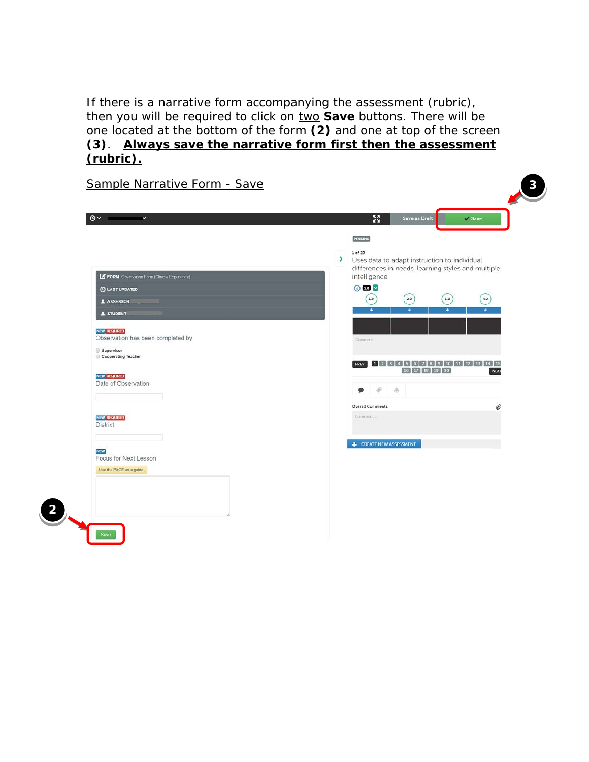If there is a narrative form accompanying the assessment (rubric), then you will be required to click on <u>two</u> **Save** buttons. There will be one located at the bottom of the form **(2)** and one at top of the screen **(3)**. <u>**Always save the narrative form first then the assessment (rubric).**</u>

<u>Sample Narrative Form - Save</u>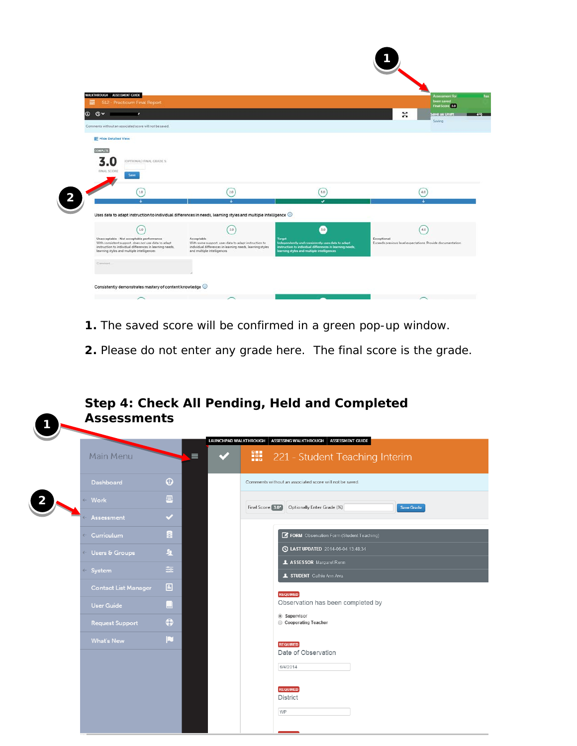**1.** The saved score will be confirmed in a green pop-up window.

**2.** Please do not enter any grade here.  The final score is the grade.

## Step 4: Check All Pending, Held and Completed Assessments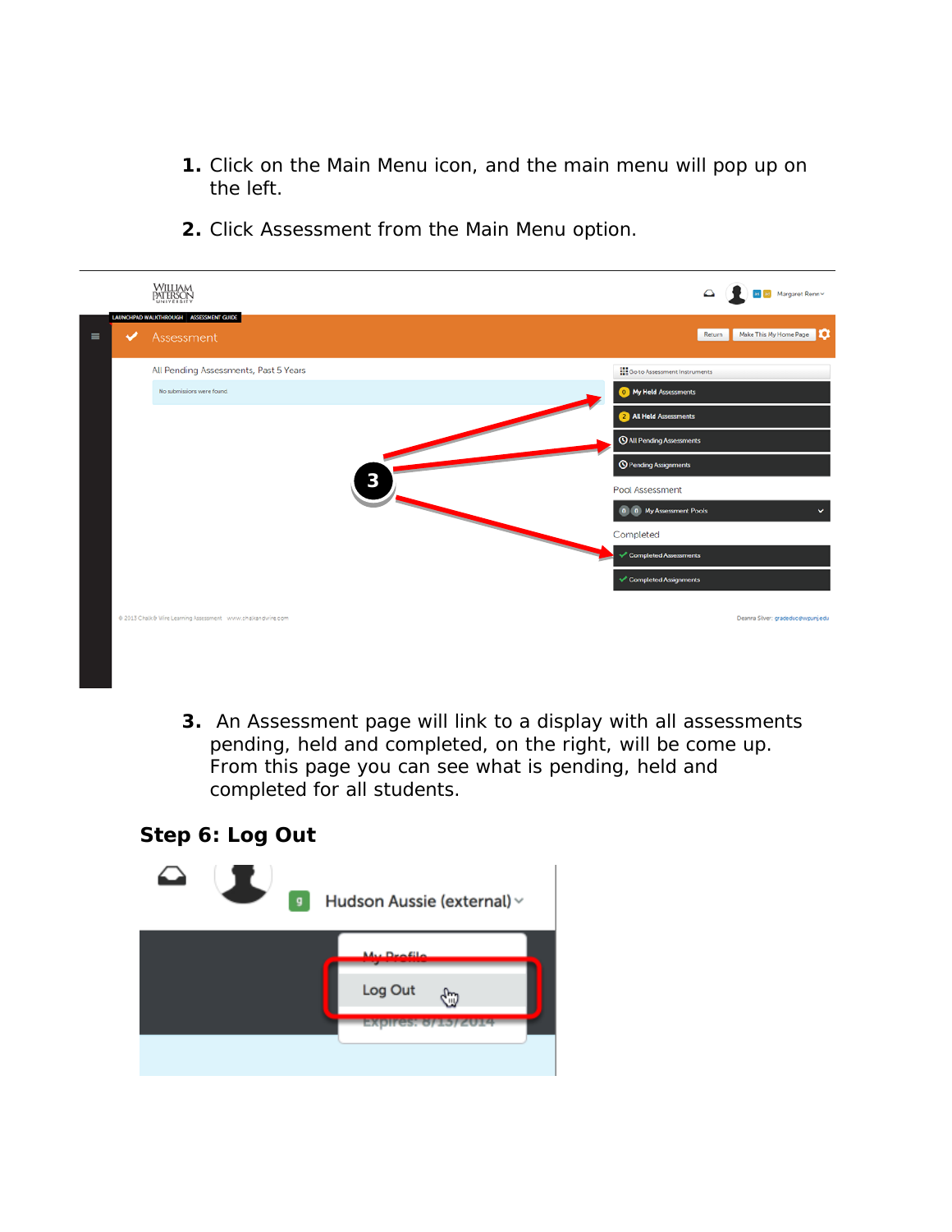1. Click on the Main Menu icon, and the main menu will pop up on the left.

2. Click Assessment from the Main Menu option.

3. An Assessment page will link to a display with all assessments pending, held and completed, on the right, will be come up. From this page you can see what is pending, held and completed for all students.

## Step 6: Log Out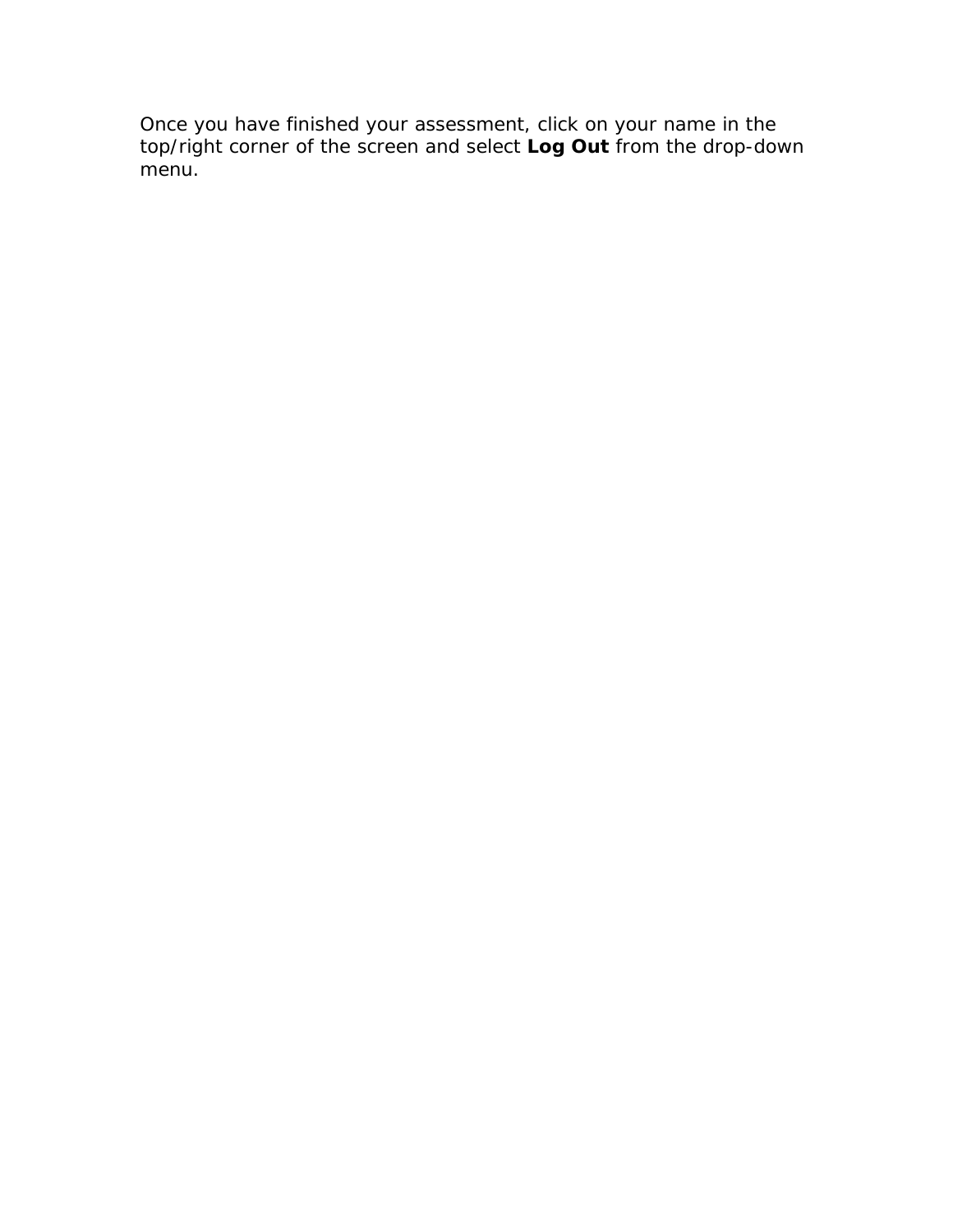Once you have finished your assessment, click on your name in the top/right corner of the screen and select **Log Out** from the drop-down menu.